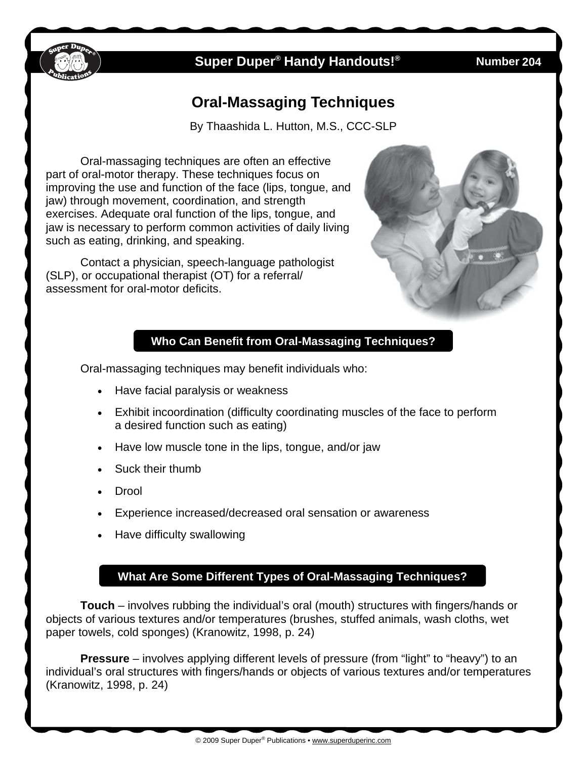Super Duper® Handy Handouts!® Number 204

# Oral-Massaging Techniques

By Thaashida L. Hutton, M.S., CCC-SLP

Oral-massaging techniques are often an effective part of oral-motor therapy. These techniques focus on improving the use and function of the face (lips, tongue, and jaw) through movement, coordination, and strength exercises. Adequate oral function of the lips, tongue, and jaw is necessary to perform common activities of daily living such as eating, drinking, and speaking.

Contact a physician, speech-language pathologist (SLP), or occupational therapist (OT) for a referral/assessment for oral-motor deficits.

## Who Can Benefit from Oral-Massaging Techniques?

Oral-massaging techniques may benefit individuals who:

- Have facial paralysis or weakness
- Exhibit incoordination (difficulty coordinating muscles of the face to perform a desired function such as eating)
- Have low muscle tone in the lips, tongue, and/or jaw
- Suck their thumb
- Drool
- Experience increased/decreased oral sensation or awareness
- Have difficulty swallowing

## What Are Some Different Types of Oral-Massaging Techniques?

**Touch** – involves rubbing the individual's oral (mouth) structures with fingers/hands or objects of various textures and/or temperatures (brushes, stuffed animals, wash cloths, wet paper towels, cold sponges) (Kranowitz, 1998, p. 24)

**Pressure** – involves applying different levels of pressure (from "light" to "heavy") to an individual's oral structures with fingers/hands or objects of various textures and/or temperatures (Kranowitz, 1998, p. 24)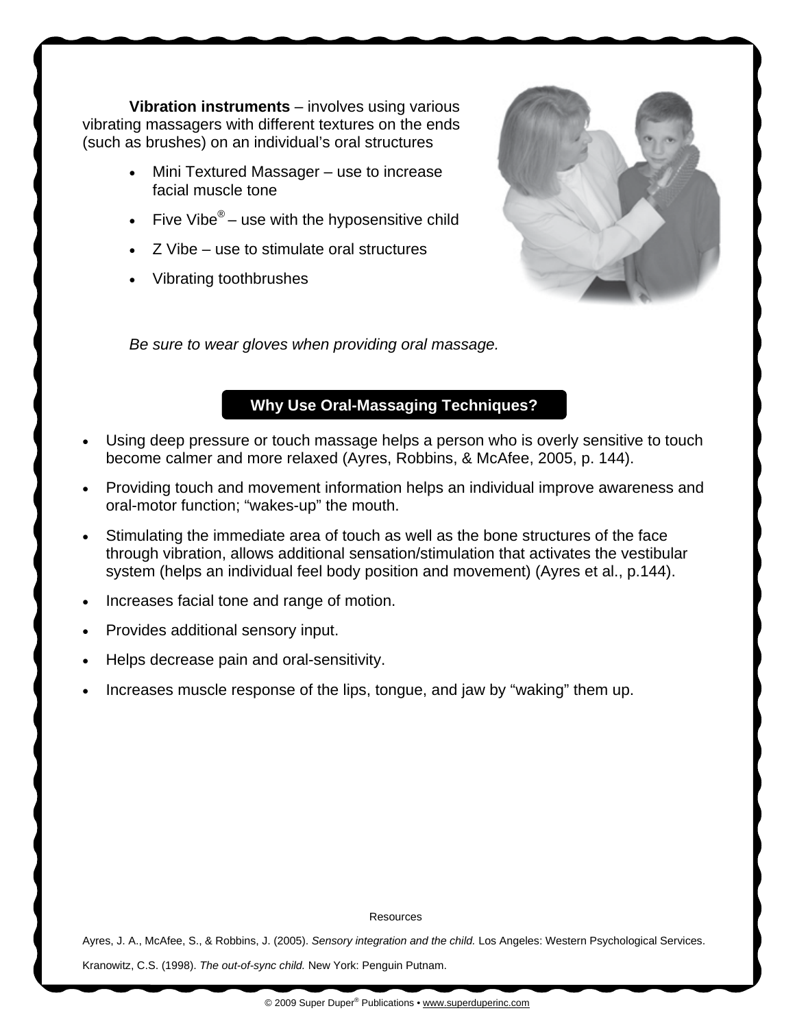**Vibration instruments** – involves using various vibrating massagers with different textures on the ends (such as brushes) on an individual's oral structures

- Mini Textured Massager – use to increase facial muscle tone
- Five Vibe® – use with the hyposensitive child
- Z Vibe – use to stimulate oral structures
- Vibrating toothbrushes

*Be sure to wear gloves when providing oral massage.*

## Why Use Oral-Massaging Techniques?

- Using deep pressure or touch massage helps a person who is overly sensitive to touch become calmer and more relaxed (Ayres, Robbins, & McAfee, 2005, p. 144).
- Providing touch and movement information helps an individual improve awareness and oral-motor function; "wakes-up" the mouth.
- Stimulating the immediate area of touch as well as the bone structures of the face through vibration, allows additional sensation/stimulation that activates the vestibular system (helps an individual feel body position and movement) (Ayres et al., p.144).
- Increases facial tone and range of motion.
- Provides additional sensory input.
- Helps decrease pain and oral-sensitivity.
- Increases muscle response of the lips, tongue, and jaw by "waking" them up.

Resources

Ayres, J. A., McAfee, S., & Robbins, J. (2005). *Sensory integration and the child.* Los Angeles: Western Psychological Services.

Kranowitz, C.S. (1998). *The out-of-sync child.* New York: Penguin Putnam.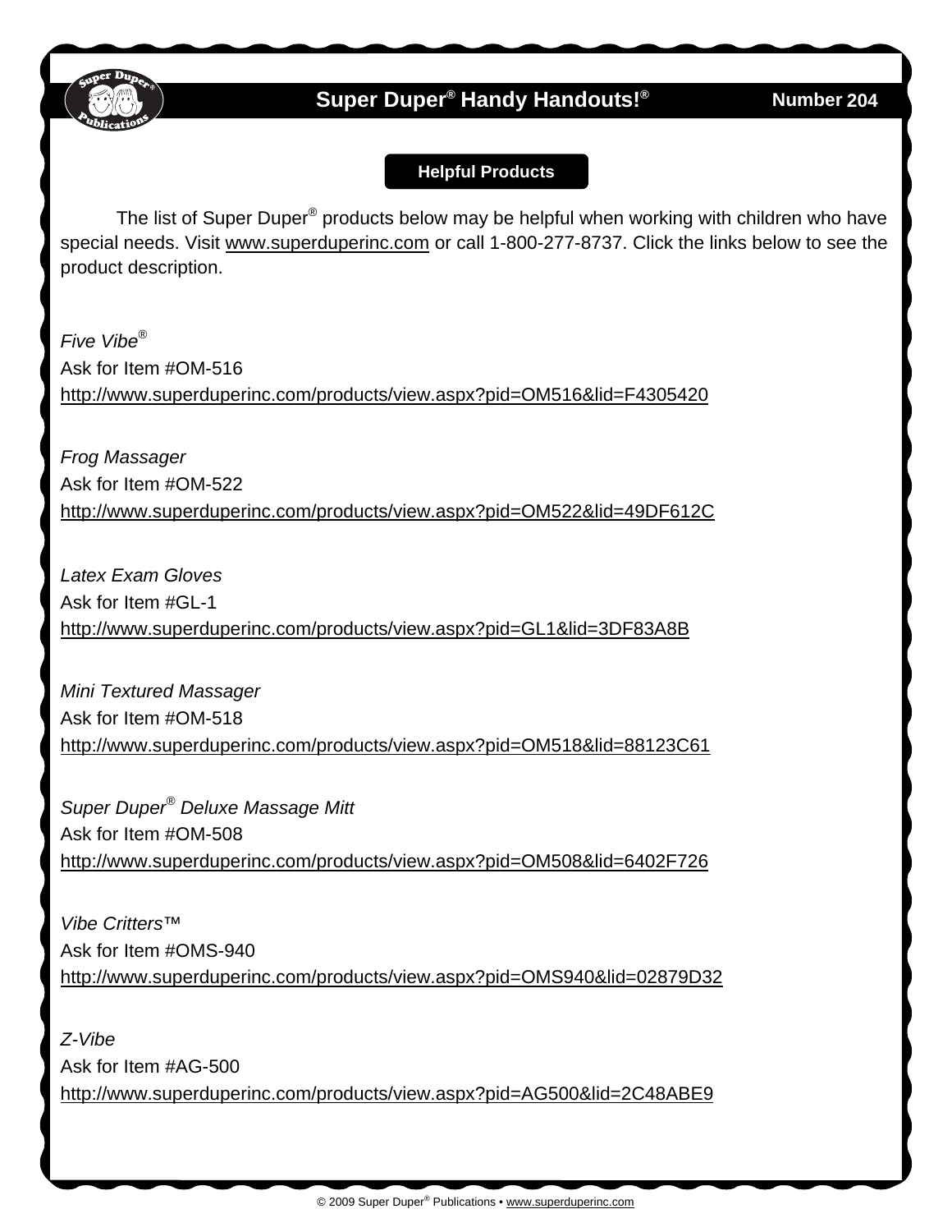## Helpful Products

The list of Super Duper® products below may be helpful when working with children who have special needs. Visit www.superduperinc.com or call 1-800-277-8737. Click the links below to see the product description.

*Five Vibe®*
Ask for Item #OM-516
http://www.superduperinc.com/products/view.aspx?pid=OM516&lid=F4305420

*Frog Massager*
Ask for Item #OM-522
http://www.superduperinc.com/products/view.aspx?pid=OM522&lid=49DF612C

*Latex Exam Gloves*
Ask for Item #GL-1
http://www.superduperinc.com/products/view.aspx?pid=GL1&lid=3DF83A8B

*Mini Textured Massager*
Ask for Item #OM-518
http://www.superduperinc.com/products/view.aspx?pid=OM518&lid=88123C61

*Super Duper® Deluxe Massage Mitt*
Ask for Item #OM-508
http://www.superduperinc.com/products/view.aspx?pid=OM508&lid=6402F726

*Vibe Critters™*
Ask for Item #OMS-940
http://www.superduperinc.com/products/view.aspx?pid=OMS940&lid=02879D32

*Z-Vibe*
Ask for Item #AG-500
http://www.superduperinc.com/products/view.aspx?pid=AG500&lid=2C48ABE9